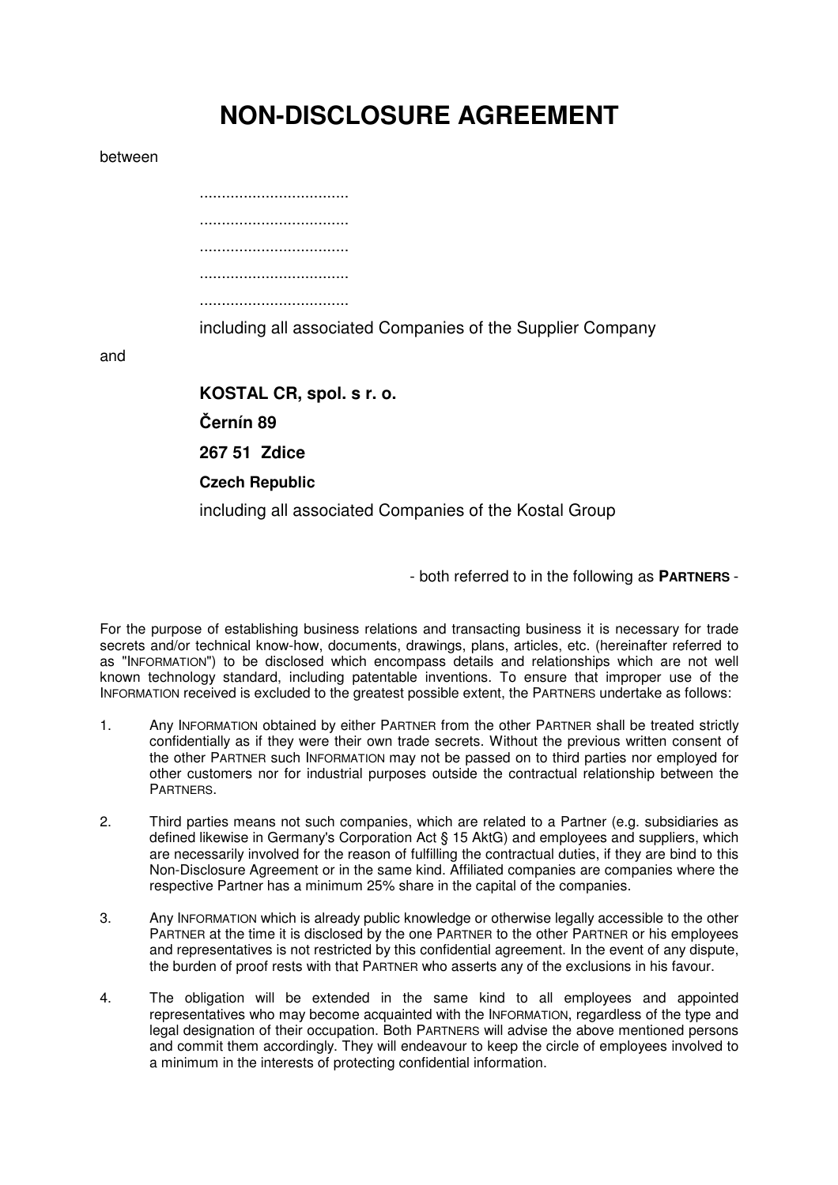# NON-DISCLOSURE AGREEMENT

between

..................................

..................................

..................................

..................................

..................................

including all associated Companies of the Supplier Company

and

**KOSTAL CR, spol. s r. o.**

**Černín 89**

**267 51 Zdice**

**Czech Republic**

including all associated Companies of the Kostal Group

- both referred to in the following as **PARTNERS** -

For the purpose of establishing business relations and transacting business it is necessary for trade secrets and/or technical know-how, documents, drawings, plans, articles, etc. (hereinafter referred to as "INFORMATION") to be disclosed which encompass details and relationships which are not well known technology standard, including patentable inventions. To ensure that improper use of the INFORMATION received is excluded to the greatest possible extent, the PARTNERS undertake as follows:

1. Any INFORMATION obtained by either PARTNER from the other PARTNER shall be treated strictly confidentially as if they were their own trade secrets. Without the previous written consent of the other PARTNER such INFORMATION may not be passed on to third parties nor employed for other customers nor for industrial purposes outside the contractual relationship between the PARTNERS.

2. Third parties means not such companies, which are related to a Partner (e.g. subsidiaries as defined likewise in Germany's Corporation Act § 15 AktG) and employees and suppliers, which are necessarily involved for the reason of fulfilling the contractual duties, if they are bind to this Non-Disclosure Agreement or in the same kind. Affiliated companies are companies where the respective Partner has a minimum 25% share in the capital of the companies.

3. Any INFORMATION which is already public knowledge or otherwise legally accessible to the other PARTNER at the time it is disclosed by the one PARTNER to the other PARTNER or his employees and representatives is not restricted by this confidential agreement. In the event of any dispute, the burden of proof rests with that PARTNER who asserts any of the exclusions in his favour.

4. The obligation will be extended in the same kind to all employees and appointed representatives who may become acquainted with the INFORMATION, regardless of the type and legal designation of their occupation. Both PARTNERS will advise the above mentioned persons and commit them accordingly. They will endeavour to keep the circle of employees involved to a minimum in the interests of protecting confidential information.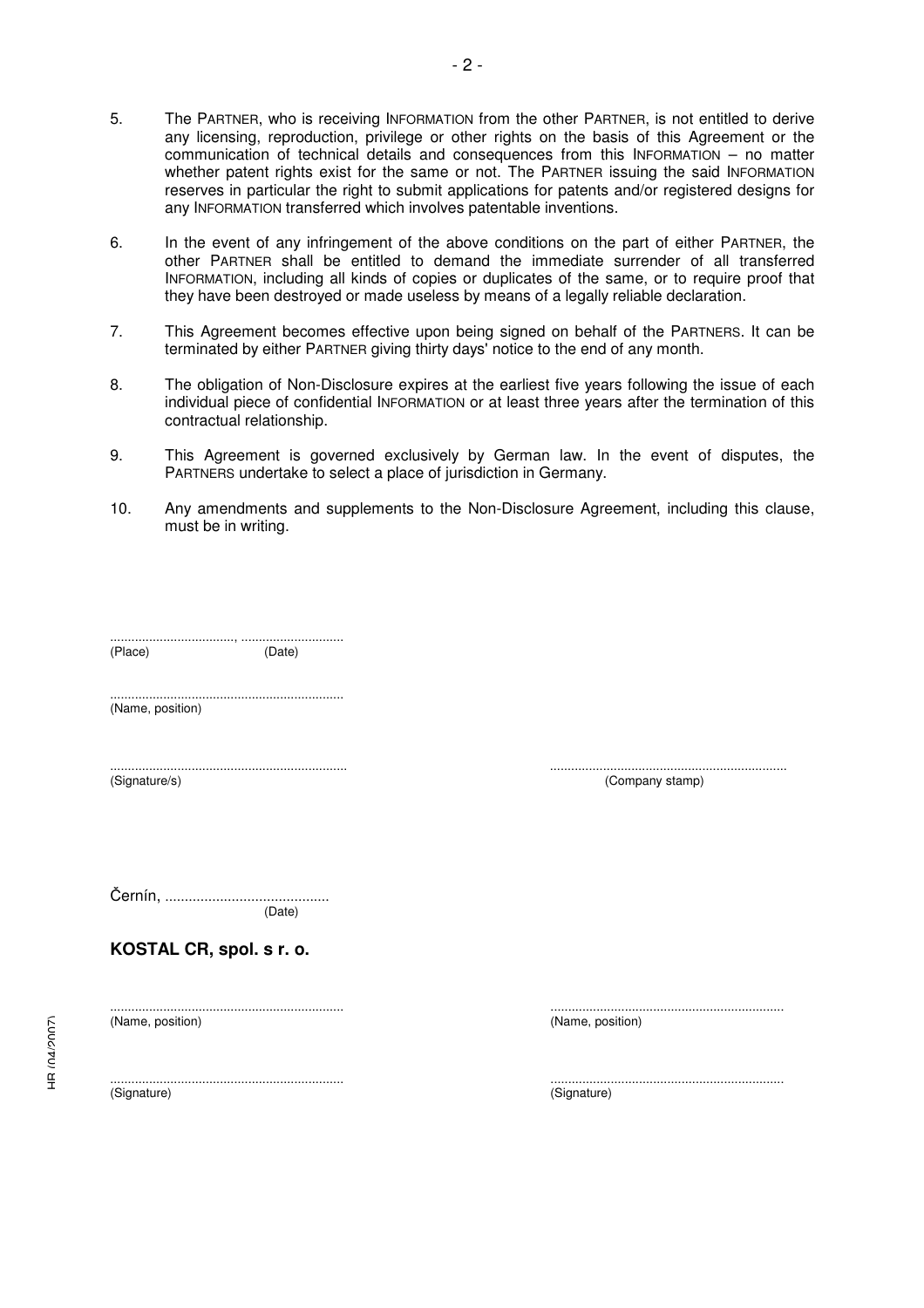5. The PARTNER, who is receiving INFORMATION from the other PARTNER, is not entitled to derive any licensing, reproduction, privilege or other rights on the basis of this Agreement or the communication of technical details and consequences from this INFORMATION – no matter whether patent rights exist for the same or not. The PARTNER issuing the said INFORMATION reserves in particular the right to submit applications for patents and/or registered designs for any INFORMATION transferred which involves patentable inventions.

6. In the event of any infringement of the above conditions on the part of either PARTNER, the other PARTNER shall be entitled to demand the immediate surrender of all transferred INFORMATION, including all kinds of copies or duplicates of the same, or to require proof that they have been destroyed or made useless by means of a legally reliable declaration.

7. This Agreement becomes effective upon being signed on behalf of the PARTNERS. It can be terminated by either PARTNER giving thirty days' notice to the end of any month.

8. The obligation of Non-Disclosure expires at the earliest five years following the issue of each individual piece of confidential INFORMATION or at least three years after the termination of this contractual relationship.

9. This Agreement is governed exclusively by German law. In the event of disputes, the PARTNERS undertake to select a place of jurisdiction in Germany.

10. Any amendments and supplements to the Non-Disclosure Agreement, including this clause, must be in writing.

.................................., ............................
(Place) (Date)

.................................................................
(Name, position)

.................................................................
(Signature/s)

.................................................................
(Company stamp)

Černín, .........................................
(Date)

**KOSTAL CR, spol. s r. o.**

.................................................................
(Name, position)

.................................................................
(Name, position)

.................................................................
(Signature)

.................................................................
(Signature)

HR (04/2007)